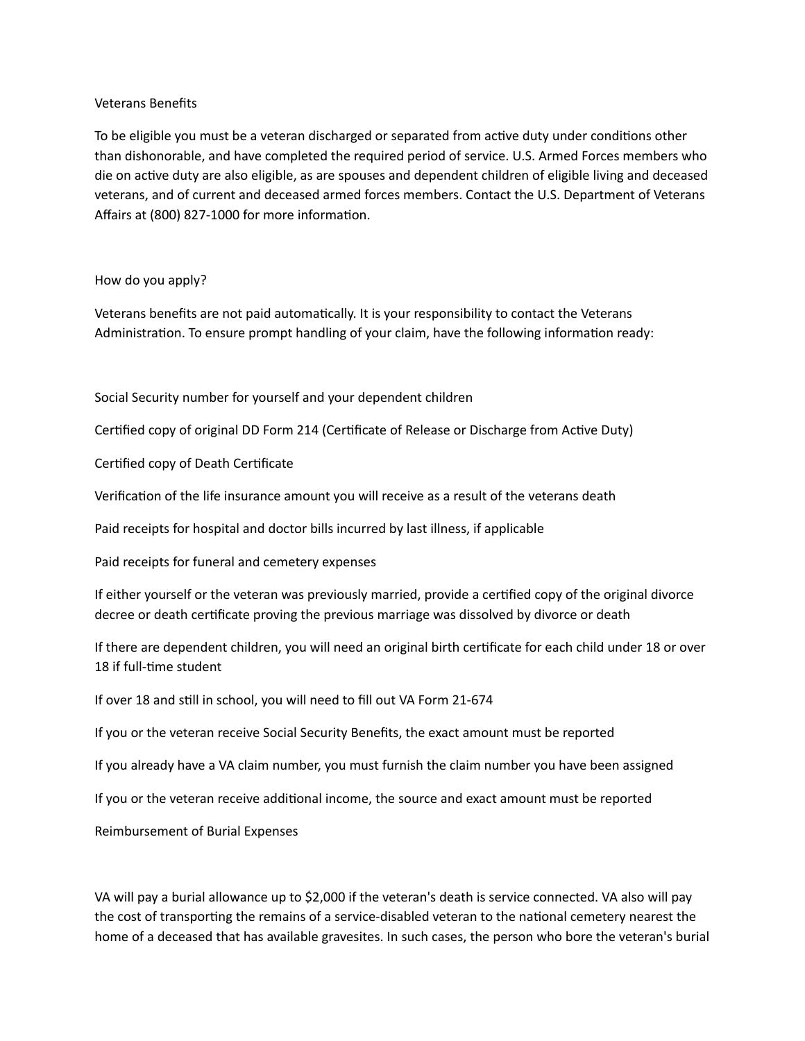# Veterans Benefits

To be eligible you must be a veteran discharged or separated from active duty under conditions other than dishonorable, and have completed the required period of service. U.S. Armed Forces members who die on active duty are also eligible, as are spouses and dependent children of eligible living and deceased veterans, and of current and deceased armed forces members. Contact the U.S. Department of Veterans Affairs at (800) 827-1000 for more information.

## How do you apply?

Veterans benefits are not paid automatically. It is your responsibility to contact the Veterans Administration. To ensure prompt handling of your claim, have the following information ready:

- Social Security number for yourself and your dependent children
- Certified copy of original DD Form 214 (Certificate of Release or Discharge from Active Duty)
- Certified copy of Death Certificate
- Verification of the life insurance amount you will receive as a result of the veterans death
- Paid receipts for hospital and doctor bills incurred by last illness, if applicable
- Paid receipts for funeral and cemetery expenses
- If either yourself or the veteran was previously married, provide a certified copy of the original divorce decree or death certificate proving the previous marriage was dissolved by divorce or death
- If there are dependent children, you will need an original birth certificate for each child under 18 or over 18 if full-time student
- If over 18 and still in school, you will need to fill out VA Form 21-674
- If you or the veteran receive Social Security Benefits, the exact amount must be reported
- If you already have a VA claim number, you must furnish the claim number you have been assigned
- If you or the veteran receive additional income, the source and exact amount must be reported

## Reimbursement of Burial Expenses

VA will pay a burial allowance up to $2,000 if the veteran's death is service connected. VA also will pay the cost of transporting the remains of a service-disabled veteran to the national cemetery nearest the home of a deceased that has available gravesites. In such cases, the person who bore the veteran's burial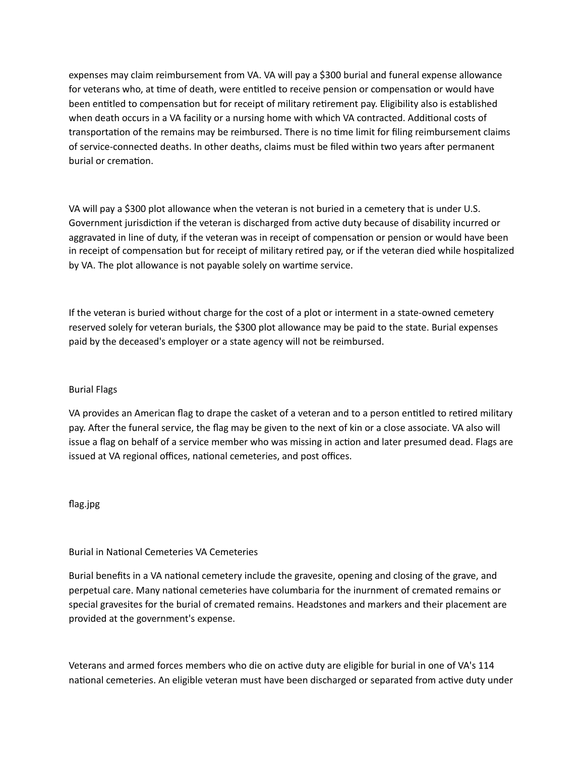expenses may claim reimbursement from VA. VA will pay a $300 burial and funeral expense allowance for veterans who, at time of death, were entitled to receive pension or compensation or would have been entitled to compensation but for receipt of military retirement pay. Eligibility also is established when death occurs in a VA facility or a nursing home with which VA contracted. Additional costs of transportation of the remains may be reimbursed. There is no time limit for filing reimbursement claims of service-connected deaths. In other deaths, claims must be filed within two years after permanent burial or cremation.

VA will pay a $300 plot allowance when the veteran is not buried in a cemetery that is under U.S. Government jurisdiction if the veteran is discharged from active duty because of disability incurred or aggravated in line of duty, if the veteran was in receipt of compensation or pension or would have been in receipt of compensation but for receipt of military retired pay, or if the veteran died while hospitalized by VA. The plot allowance is not payable solely on wartime service.

If the veteran is buried without charge for the cost of a plot or interment in a state-owned cemetery reserved solely for veteran burials, the $300 plot allowance may be paid to the state. Burial expenses paid by the deceased's employer or a state agency will not be reimbursed.

## Burial Flags

VA provides an American flag to drape the casket of a veteran and to a person entitled to retired military pay. After the funeral service, the flag may be given to the next of kin or a close associate. VA also will issue a flag on behalf of a service member who was missing in action and later presumed dead. Flags are issued at VA regional offices, national cemeteries, and post offices.

flag.jpg

## Burial in National Cemeteries VA Cemeteries

Burial benefits in a VA national cemetery include the gravesite, opening and closing of the grave, and perpetual care. Many national cemeteries have columbaria for the inurnment of cremated remains or special gravesites for the burial of cremated remains. Headstones and markers and their placement are provided at the government's expense.

Veterans and armed forces members who die on active duty are eligible for burial in one of VA's 114 national cemeteries. An eligible veteran must have been discharged or separated from active duty under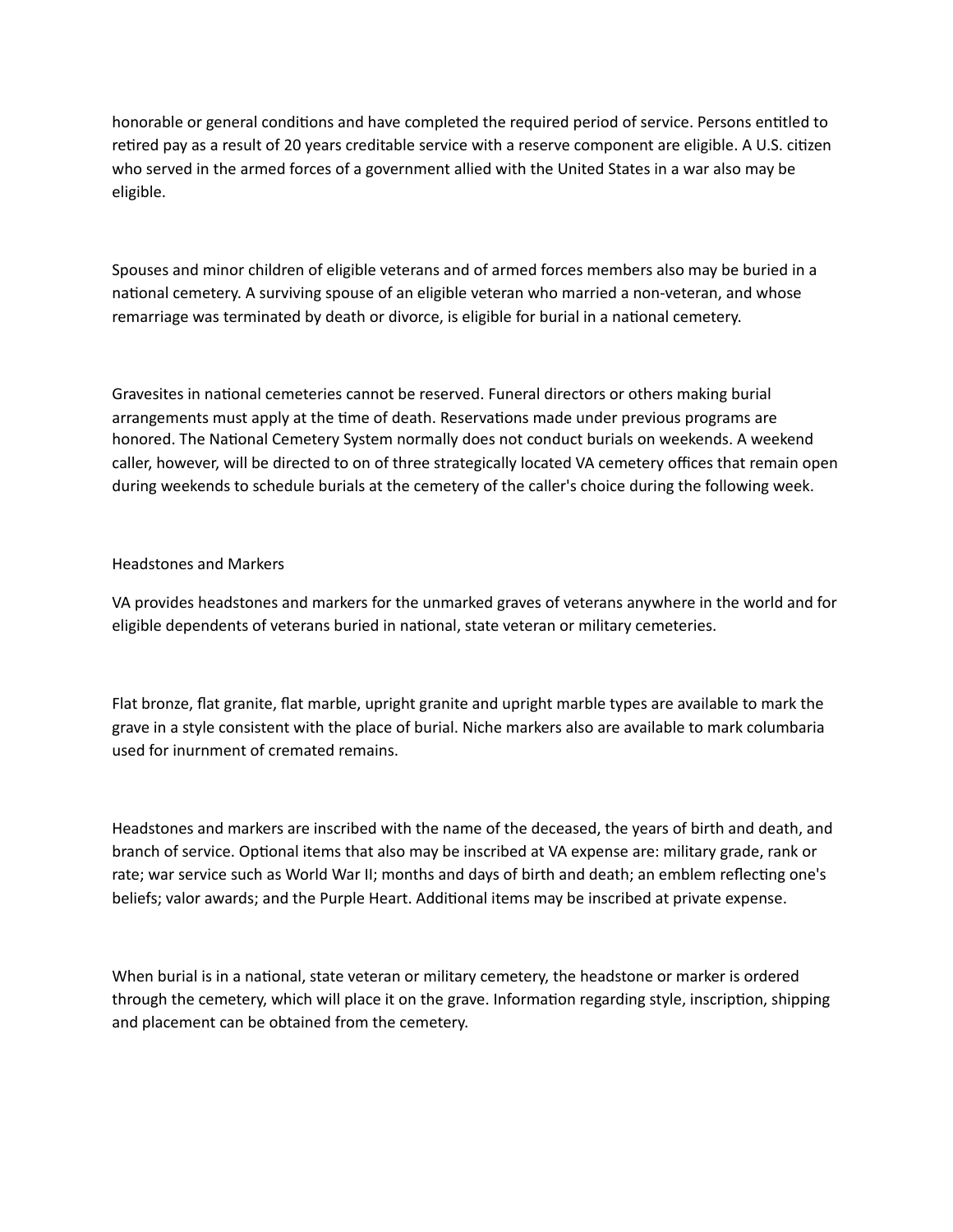honorable or general conditions and have completed the required period of service. Persons entitled to retired pay as a result of 20 years creditable service with a reserve component are eligible. A U.S. citizen who served in the armed forces of a government allied with the United States in a war also may be eligible.

Spouses and minor children of eligible veterans and of armed forces members also may be buried in a national cemetery. A surviving spouse of an eligible veteran who married a non-veteran, and whose remarriage was terminated by death or divorce, is eligible for burial in a national cemetery.

Gravesites in national cemeteries cannot be reserved. Funeral directors or others making burial arrangements must apply at the time of death. Reservations made under previous programs are honored. The National Cemetery System normally does not conduct burials on weekends. A weekend caller, however, will be directed to on of three strategically located VA cemetery offices that remain open during weekends to schedule burials at the cemetery of the caller's choice during the following week.

## Headstones and Markers

VA provides headstones and markers for the unmarked graves of veterans anywhere in the world and for eligible dependents of veterans buried in national, state veteran or military cemeteries.

Flat bronze, flat granite, flat marble, upright granite and upright marble types are available to mark the grave in a style consistent with the place of burial. Niche markers also are available to mark columbaria used for inurnment of cremated remains.

Headstones and markers are inscribed with the name of the deceased, the years of birth and death, and branch of service. Optional items that also may be inscribed at VA expense are: military grade, rank or rate; war service such as World War II; months and days of birth and death; an emblem reflecting one's beliefs; valor awards; and the Purple Heart. Additional items may be inscribed at private expense.

When burial is in a national, state veteran or military cemetery, the headstone or marker is ordered through the cemetery, which will place it on the grave. Information regarding style, inscription, shipping and placement can be obtained from the cemetery.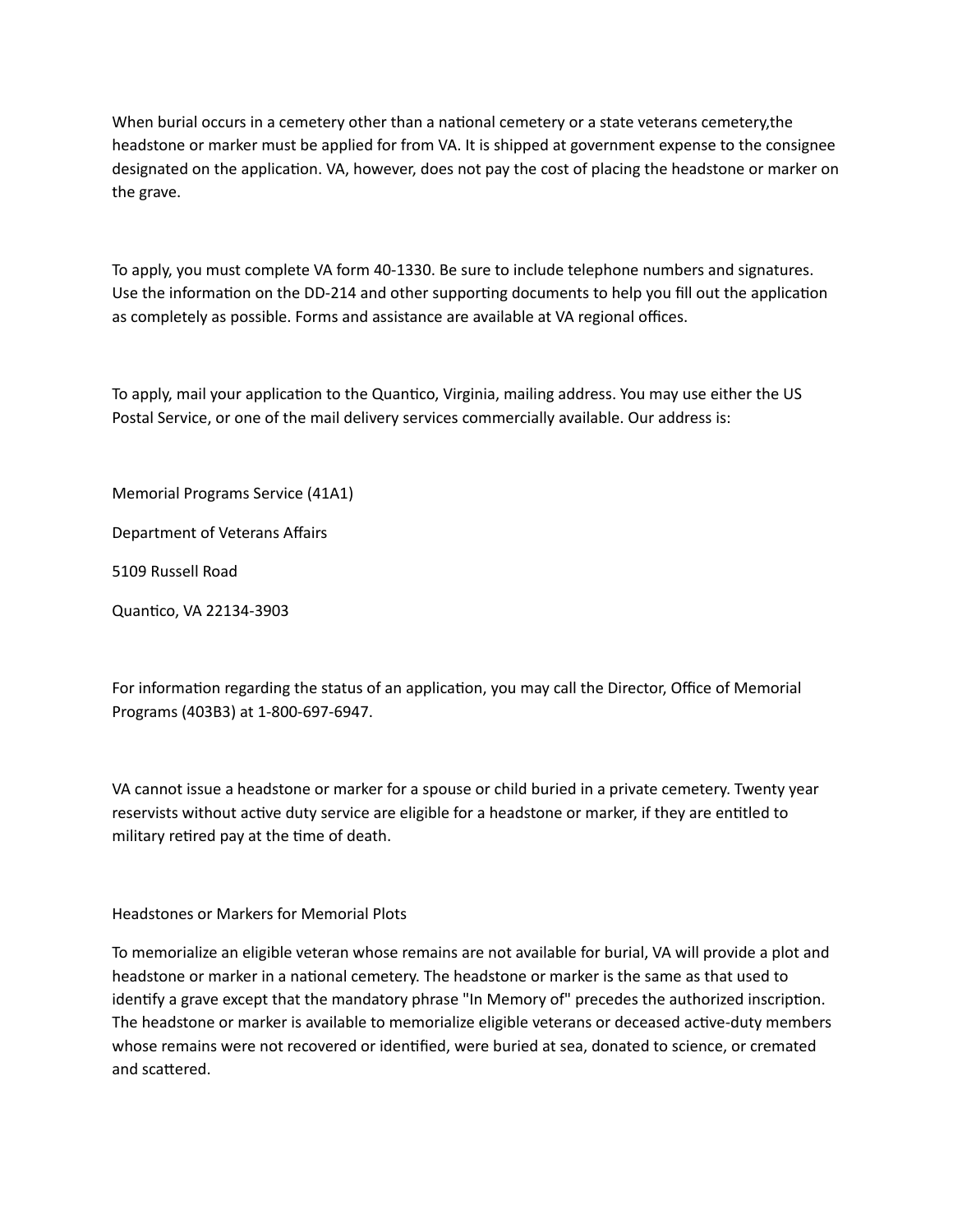When burial occurs in a cemetery other than a national cemetery or a state veterans cemetery,the headstone or marker must be applied for from VA. It is shipped at government expense to the consignee designated on the application. VA, however, does not pay the cost of placing the headstone or marker on the grave.

To apply, you must complete VA form 40-1330. Be sure to include telephone numbers and signatures. Use the information on the DD-214 and other supporting documents to help you fill out the application as completely as possible. Forms and assistance are available at VA regional offices.

To apply, mail your application to the Quantico, Virginia, mailing address. You may use either the US Postal Service, or one of the mail delivery services commercially available. Our address is:

Memorial Programs Service (41A1)

Department of Veterans Affairs

5109 Russell Road

Quantico, VA 22134-3903

For information regarding the status of an application, you may call the Director, Office of Memorial Programs (403B3) at 1-800-697-6947.

VA cannot issue a headstone or marker for a spouse or child buried in a private cemetery. Twenty year reservists without active duty service are eligible for a headstone or marker, if they are entitled to military retired pay at the time of death.

## Headstones or Markers for Memorial Plots

To memorialize an eligible veteran whose remains are not available for burial, VA will provide a plot and headstone or marker in a national cemetery. The headstone or marker is the same as that used to identify a grave except that the mandatory phrase "In Memory of" precedes the authorized inscription. The headstone or marker is available to memorialize eligible veterans or deceased active-duty members whose remains were not recovered or identified, were buried at sea, donated to science, or cremated and scattered.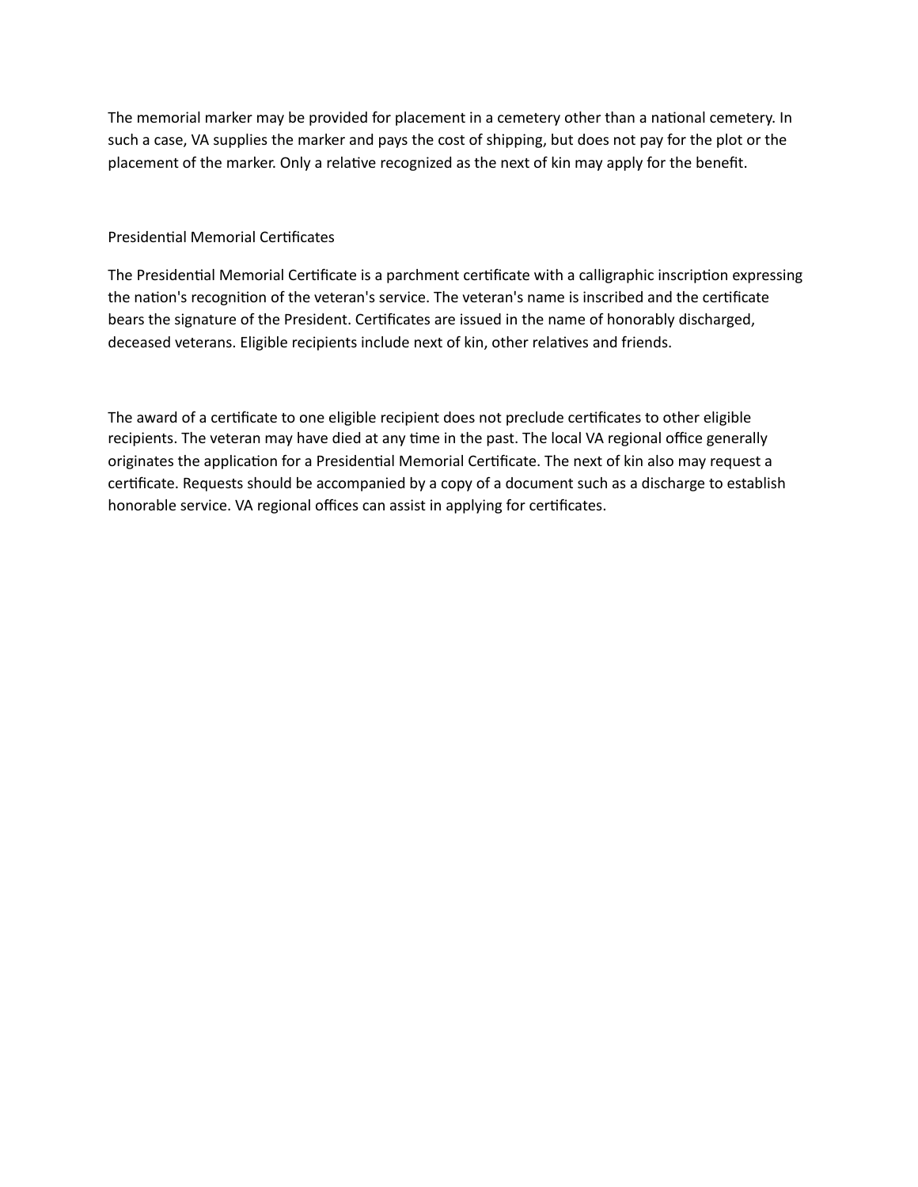The memorial marker may be provided for placement in a cemetery other than a national cemetery. In such a case, VA supplies the marker and pays the cost of shipping, but does not pay for the plot or the placement of the marker. Only a relative recognized as the next of kin may apply for the benefit.

## Presidential Memorial Certificates

The Presidential Memorial Certificate is a parchment certificate with a calligraphic inscription expressing the nation's recognition of the veteran's service. The veteran's name is inscribed and the certificate bears the signature of the President. Certificates are issued in the name of honorably discharged, deceased veterans. Eligible recipients include next of kin, other relatives and friends.

The award of a certificate to one eligible recipient does not preclude certificates to other eligible recipients. The veteran may have died at any time in the past. The local VA regional office generally originates the application for a Presidential Memorial Certificate. The next of kin also may request a certificate. Requests should be accompanied by a copy of a document such as a discharge to establish honorable service. VA regional offices can assist in applying for certificates.